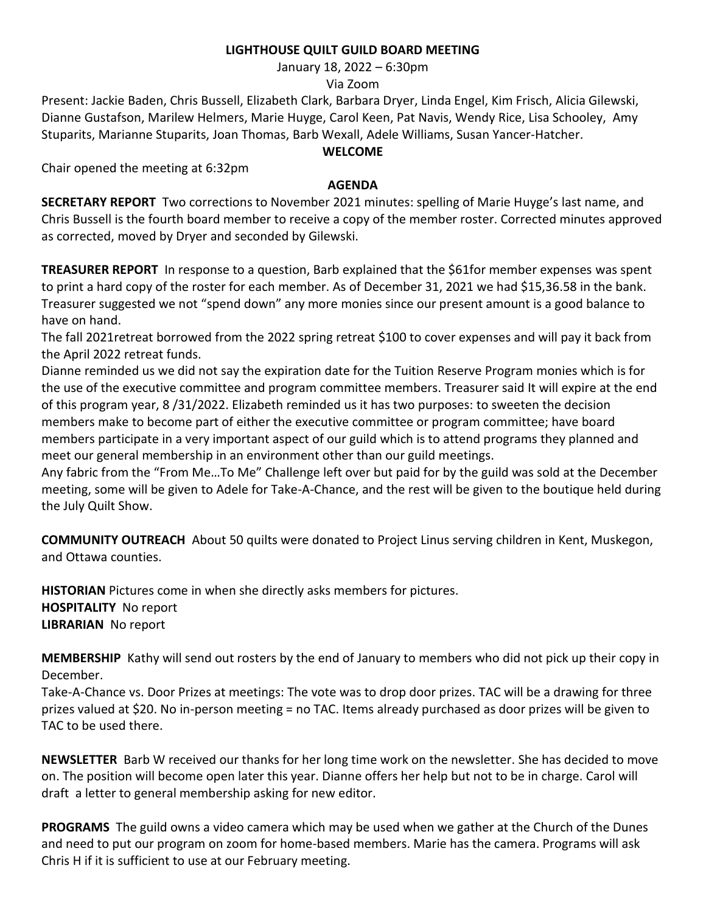# LIGHTHOUSE QUILT GUILD BOARD MEETING

January 18, 2022 – 6:30pm

Via Zoom

Present: Jackie Baden, Chris Bussell, Elizabeth Clark, Barbara Dryer, Linda Engel, Kim Frisch, Alicia Gilewski, Dianne Gustafson, Marilew Helmers, Marie Huyge, Carol Keen, Pat Navis, Wendy Rice, Lisa Schooley, Amy Stuparits, Marianne Stuparits, Joan Thomas, Barb Wexall, Adele Williams, Susan Yancer-Hatcher.

## WELCOME

Chair opened the meeting at 6:32pm

## AGENDA

**SECRETARY REPORT** Two corrections to November 2021 minutes: spelling of Marie Huyge's last name, and Chris Bussell is the fourth board member to receive a copy of the member roster. Corrected minutes approved as corrected, moved by Dryer and seconded by Gilewski.

**TREASURER REPORT** In response to a question, Barb explained that the $61for member expenses was spent to print a hard copy of the roster for each member. As of December 31, 2021 we had $15,36.58 in the bank. Treasurer suggested we not "spend down" any more monies since our present amount is a good balance to have on hand.

The fall 2021retreat borrowed from the 2022 spring retreat $100 to cover expenses and will pay it back from the April 2022 retreat funds.

Dianne reminded us we did not say the expiration date for the Tuition Reserve Program monies which is for the use of the executive committee and program committee members. Treasurer said It will expire at the end of this program year, 8 /31/2022. Elizabeth reminded us it has two purposes: to sweeten the decision members make to become part of either the executive committee or program committee; have board members participate in a very important aspect of our guild which is to attend programs they planned and meet our general membership in an environment other than our guild meetings.

Any fabric from the "From Me…To Me" Challenge left over but paid for by the guild was sold at the December meeting, some will be given to Adele for Take-A-Chance, and the rest will be given to the boutique held during the July Quilt Show.

**COMMUNITY OUTREACH** About 50 quilts were donated to Project Linus serving children in Kent, Muskegon, and Ottawa counties.

**HISTORIAN** Pictures come in when she directly asks members for pictures.

**HOSPITALITY** No report

**LIBRARIAN** No report

**MEMBERSHIP** Kathy will send out rosters by the end of January to members who did not pick up their copy in December.

Take-A-Chance vs. Door Prizes at meetings: The vote was to drop door prizes. TAC will be a drawing for three prizes valued at $20. No in-person meeting = no TAC. Items already purchased as door prizes will be given to TAC to be used there.

**NEWSLETTER** Barb W received our thanks for her long time work on the newsletter. She has decided to move on. The position will become open later this year. Dianne offers her help but not to be in charge. Carol will draft a letter to general membership asking for new editor.

**PROGRAMS** The guild owns a video camera which may be used when we gather at the Church of the Dunes and need to put our program on zoom for home-based members. Marie has the camera. Programs will ask Chris H if it is sufficient to use at our February meeting.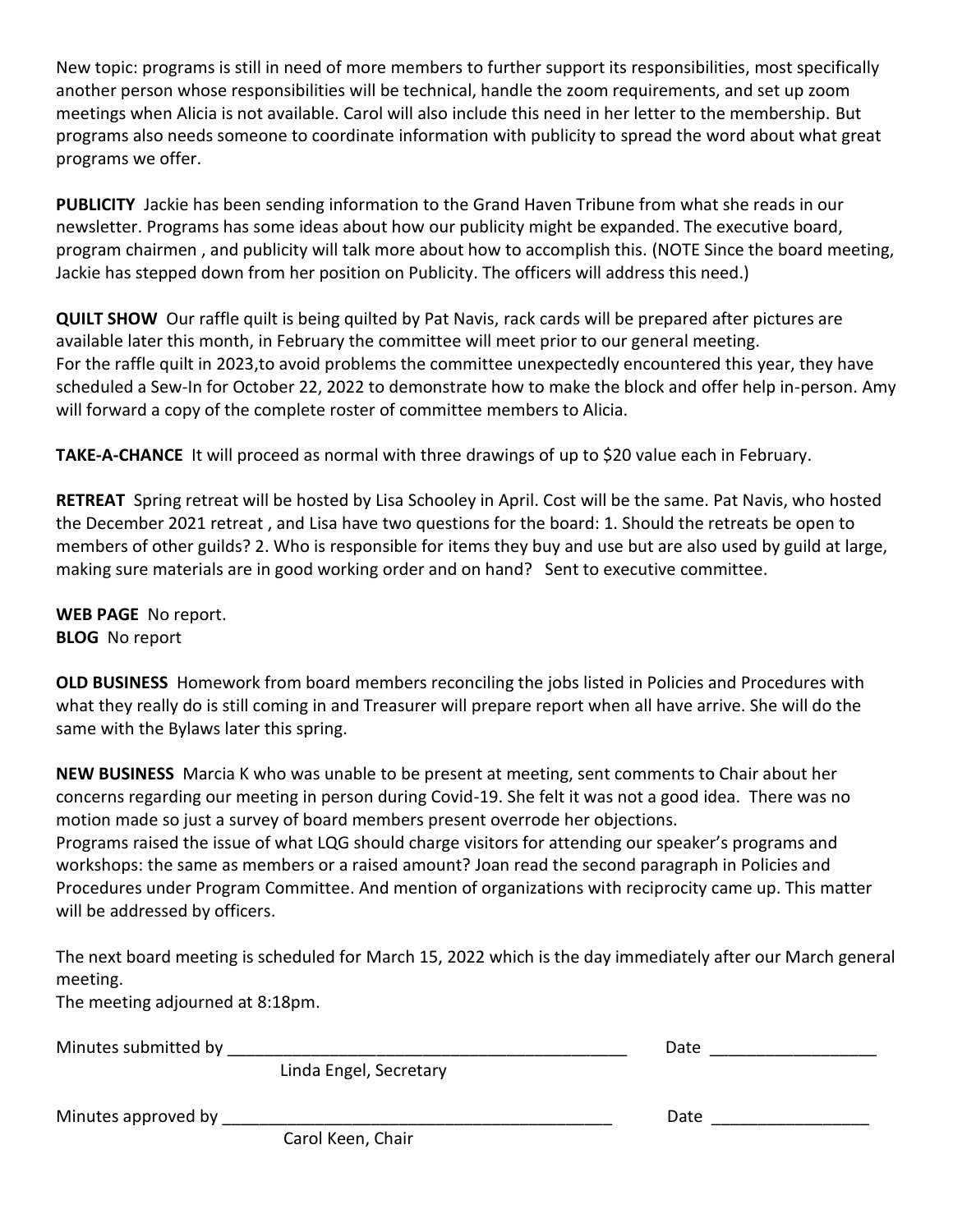New topic: programs is still in need of more members to further support its responsibilities, most specifically another person whose responsibilities will be technical, handle the zoom requirements, and set up zoom meetings when Alicia is not available. Carol will also include this need in her letter to the membership. But programs also needs someone to coordinate information with publicity to spread the word about what great programs we offer.

**PUBLICITY** Jackie has been sending information to the Grand Haven Tribune from what she reads in our newsletter. Programs has some ideas about how our publicity might be expanded. The executive board, program chairmen , and publicity will talk more about how to accomplish this. (NOTE Since the board meeting, Jackie has stepped down from her position on Publicity. The officers will address this need.)

**QUILT SHOW** Our raffle quilt is being quilted by Pat Navis, rack cards will be prepared after pictures are available later this month, in February the committee will meet prior to our general meeting.
For the raffle quilt in 2023,to avoid problems the committee unexpectedly encountered this year, they have scheduled a Sew-In for October 22, 2022 to demonstrate how to make the block and offer help in-person. Amy will forward a copy of the complete roster of committee members to Alicia.

**TAKE-A-CHANCE** It will proceed as normal with three drawings of up to $20 value each in February.

**RETREAT** Spring retreat will be hosted by Lisa Schooley in April. Cost will be the same. Pat Navis, who hosted the December 2021 retreat , and Lisa have two questions for the board: 1. Should the retreats be open to members of other guilds? 2. Who is responsible for items they buy and use but are also used by guild at large, making sure materials are in good working order and on hand? Sent to executive committee.

**WEB PAGE** No report.
**BLOG** No report

**OLD BUSINESS** Homework from board members reconciling the jobs listed in Policies and Procedures with what they really do is still coming in and Treasurer will prepare report when all have arrive. She will do the same with the Bylaws later this spring.

**NEW BUSINESS** Marcia K who was unable to be present at meeting, sent comments to Chair about her concerns regarding our meeting in person during Covid-19. She felt it was not a good idea. There was no motion made so just a survey of board members present overrode her objections.
Programs raised the issue of what LQG should charge visitors for attending our speaker's programs and workshops: the same as members or a raised amount? Joan read the second paragraph in Policies and Procedures under Program Committee. And mention of organizations with reciprocity came up. This matter will be addressed by officers.

The next board meeting is scheduled for March 15, 2022 which is the day immediately after our March general meeting.
The meeting adjourned at 8:18pm.

Minutes submitted by ____________________________________________ Date __________________
Linda Engel, Secretary

Minutes approved by ___________________________________________ Date _________________
Carol Keen, Chair